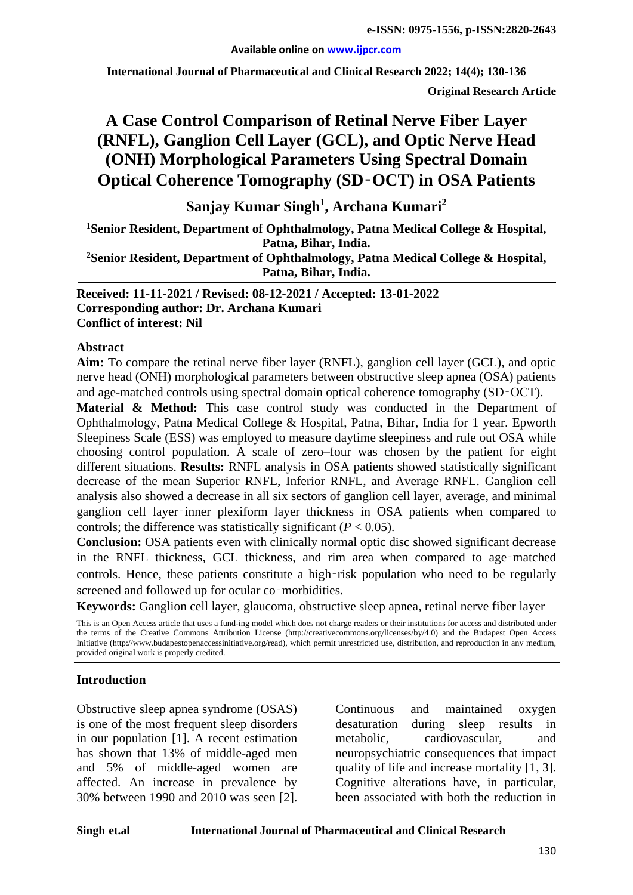e-ISSN: 0975-1556, p-ISSN:2820-2643

Available online on www.ijpcr.com

International Journal of Pharmaceutical and Clinical Research 2022; 14(4); 130-136

**Original Research Article**

# A Case Control Comparison of Retinal Nerve Fiber Layer (RNFL), Ganglion Cell Layer (GCL), and Optic Nerve Head (ONH) Morphological Parameters Using Spectral Domain Optical Coherence Tomography (SD‑OCT) in OSA Patients

**Sanjay Kumar Singh[1], Archana Kumari[2]**

**[1]Senior Resident, Department of Ophthalmology, Patna Medical College & Hospital, Patna, Bihar, India.**

**[2]Senior Resident, Department of Ophthalmology, Patna Medical College & Hospital, Patna, Bihar, India.**

**Received: 11-11-2021 / Revised: 08-12-2021 / Accepted: 13-01-2022**
**Corresponding author: Dr. Archana Kumari**
**Conflict of interest: Nil**

## Abstract

**Aim:** To compare the retinal nerve fiber layer (RNFL), ganglion cell layer (GCL), and optic nerve head (ONH) morphological parameters between obstructive sleep apnea (OSA) patients and age-matched controls using spectral domain optical coherence tomography (SD‑OCT).

**Material & Method:** This case control study was conducted in the Department of Ophthalmology, Patna Medical College & Hospital, Patna, Bihar, India for 1 year. Epworth Sleepiness Scale (ESS) was employed to measure daytime sleepiness and rule out OSA while choosing control population. A scale of zero–four was chosen by the patient for eight different situations. **Results:** RNFL analysis in OSA patients showed statistically significant decrease of the mean Superior RNFL, Inferior RNFL, and Average RNFL. Ganglion cell analysis also showed a decrease in all six sectors of ganglion cell layer, average, and minimal ganglion cell layer‑inner plexiform layer thickness in OSA patients when compared to controls; the difference was statistically significant ($P < 0.05$).

**Conclusion:** OSA patients even with clinically normal optic disc showed significant decrease in the RNFL thickness, GCL thickness, and rim area when compared to age‑matched controls. Hence, these patients constitute a high‑risk population who need to be regularly screened and followed up for ocular co‑morbidities.

**Keywords:** Ganglion cell layer, glaucoma, obstructive sleep apnea, retinal nerve fiber layer

This is an Open Access article that uses a fund-ing model which does not charge readers or their institutions for access and distributed under the terms of the Creative Commons Attribution License (http://creativecommons.org/licenses/by/4.0) and the Budapest Open Access Initiative (http://www.budapestopenaccessinitiative.org/read), which permit unrestricted use, distribution, and reproduction in any medium, provided original work is properly credited.

## Introduction

Obstructive sleep apnea syndrome (OSAS) is one of the most frequent sleep disorders in our population [1]. A recent estimation has shown that 13% of middle-aged men and 5% of middle-aged women are affected. An increase in prevalence by 30% between 1990 and 2010 was seen [2]. Continuous and maintained oxygen desaturation during sleep results in metabolic, cardiovascular, and neuropsychiatric consequences that impact quality of life and increase mortality [1, 3]. Cognitive alterations have, in particular, been associated with both the reduction in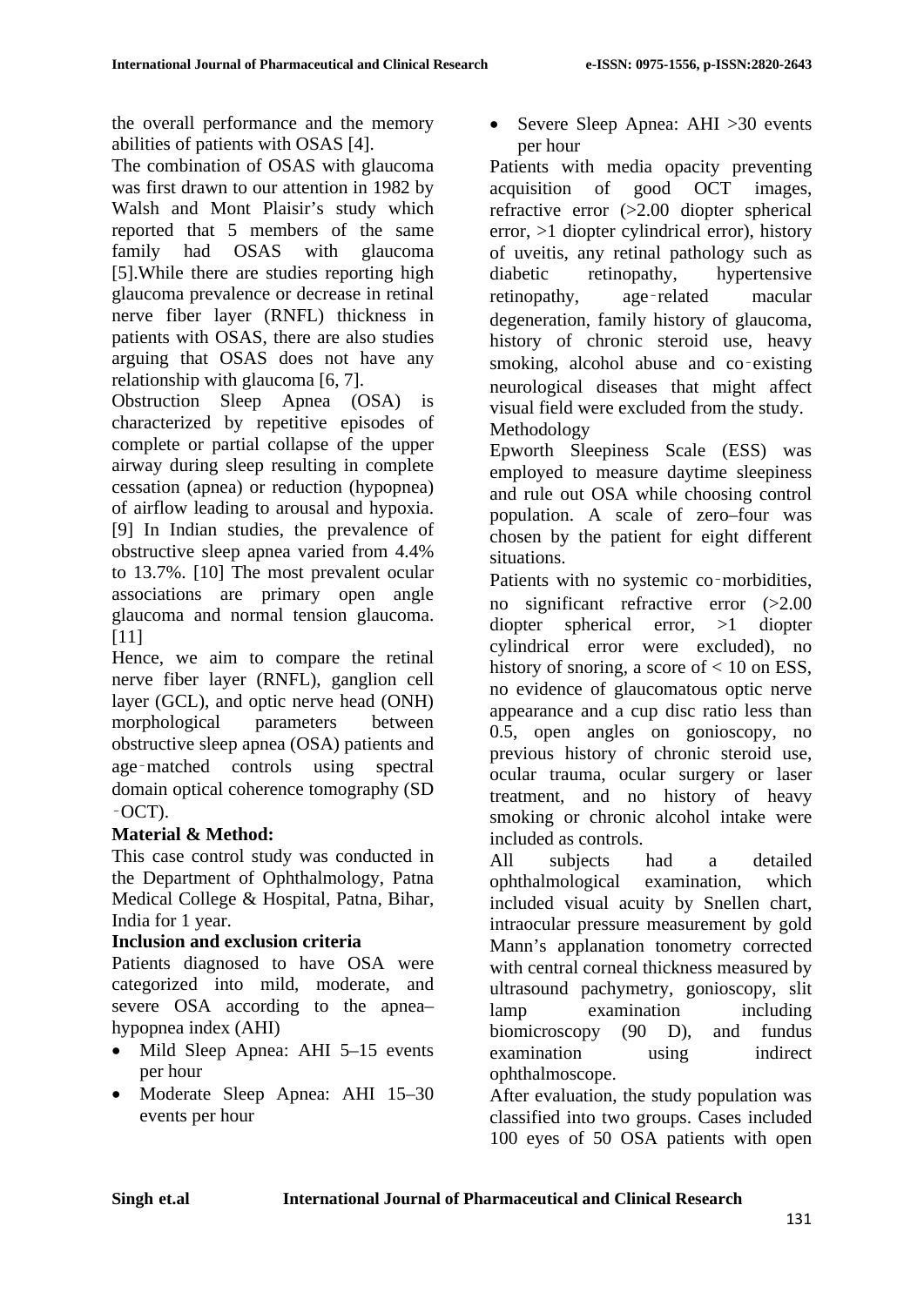the overall performance and the memory abilities of patients with OSAS [4].

The combination of OSAS with glaucoma was first drawn to our attention in 1982 by Walsh and Mont Plaisir's study which reported that 5 members of the same family had OSAS with glaucoma [5].While there are studies reporting high glaucoma prevalence or decrease in retinal nerve fiber layer (RNFL) thickness in patients with OSAS, there are also studies arguing that OSAS does not have any relationship with glaucoma [6, 7].

Obstruction Sleep Apnea (OSA) is characterized by repetitive episodes of complete or partial collapse of the upper airway during sleep resulting in complete cessation (apnea) or reduction (hypopnea) of airflow leading to arousal and hypoxia. [9] In Indian studies, the prevalence of obstructive sleep apnea varied from 4.4% to 13.7%. [10] The most prevalent ocular associations are primary open angle glaucoma and normal tension glaucoma. [11]

Hence, we aim to compare the retinal nerve fiber layer (RNFL), ganglion cell layer (GCL), and optic nerve head (ONH) morphological parameters between obstructive sleep apnea (OSA) patients and age‑matched controls using spectral domain optical coherence tomography (SD‑OCT).

## Material & Method:

This case control study was conducted in the Department of Ophthalmology, Patna Medical College & Hospital, Patna, Bihar, India for 1 year.

### Inclusion and exclusion criteria

Patients diagnosed to have OSA were categorized into mild, moderate, and severe OSA according to the apnea–hypopnea index (AHI)

- Mild Sleep Apnea: AHI 5–15 events per hour
- Moderate Sleep Apnea: AHI 15–30 events per hour
- Severe Sleep Apnea: AHI >30 events per hour

Patients with media opacity preventing acquisition of good OCT images, refractive error (>2.00 diopter spherical error, >1 diopter cylindrical error), history of uveitis, any retinal pathology such as diabetic retinopathy, hypertensive retinopathy, age‑related macular degeneration, family history of glaucoma, history of chronic steroid use, heavy smoking, alcohol abuse and co‑existing neurological diseases that might affect visual field were excluded from the study.

Methodology

Epworth Sleepiness Scale (ESS) was employed to measure daytime sleepiness and rule out OSA while choosing control population. A scale of zero–four was chosen by the patient for eight different situations.

Patients with no systemic co‑morbidities, no significant refractive error (>2.00 diopter spherical error, >1 diopter cylindrical error were excluded), no history of snoring, a score of < 10 on ESS, no evidence of glaucomatous optic nerve appearance and a cup disc ratio less than 0.5, open angles on gonioscopy, no previous history of chronic steroid use, ocular trauma, ocular surgery or laser treatment, and no history of heavy smoking or chronic alcohol intake were included as controls.

All subjects had a detailed ophthalmological examination, which included visual acuity by Snellen chart, intraocular pressure measurement by gold Mann's applanation tonometry corrected with central corneal thickness measured by ultrasound pachymetry, gonioscopy, slit lamp examination including biomicroscopy (90 D), and fundus examination using indirect ophthalmoscope.

After evaluation, the study population was classified into two groups. Cases included 100 eyes of 50 OSA patients with open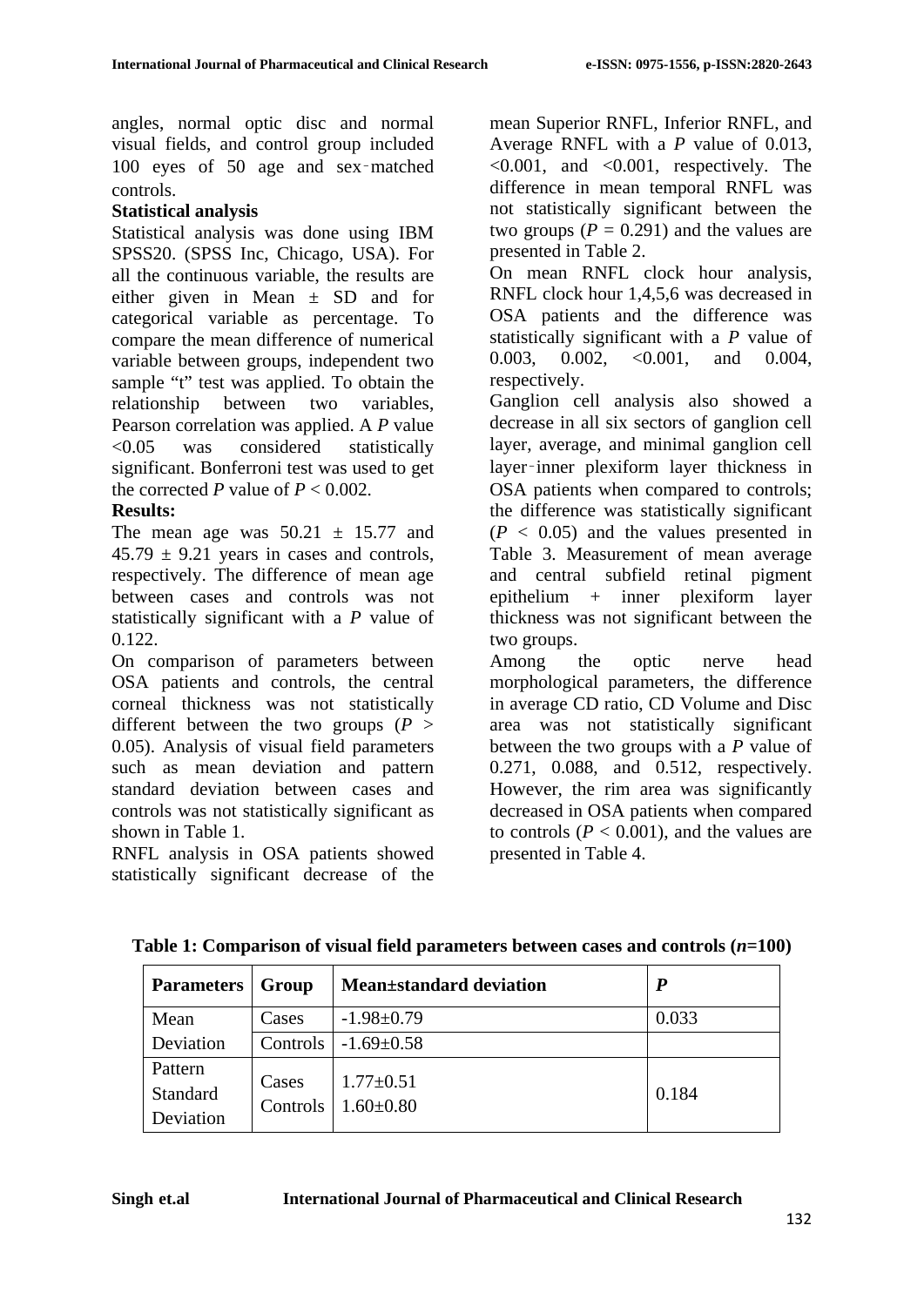angles, normal optic disc and normal visual fields, and control group included 100 eyes of 50 age and sex‑matched controls.

**Statistical analysis**

Statistical analysis was done using IBM SPSS20. (SPSS Inc, Chicago, USA). For all the continuous variable, the results are either given in Mean ± SD and for categorical variable as percentage. To compare the mean difference of numerical variable between groups, independent two sample "t" test was applied. To obtain the relationship between two variables, Pearson correlation was applied. A *P* value <0.05 was considered statistically significant. Bonferroni test was used to get the corrected *P* value of $P < 0.002$.

**Results:**

The mean age was 50.21 ± 15.77 and 45.79 ± 9.21 years in cases and controls, respectively. The difference of mean age between cases and controls was not statistically significant with a *P* value of 0.122.

On comparison of parameters between OSA patients and controls, the central corneal thickness was not statistically different between the two groups ($P > 0.05$). Analysis of visual field parameters such as mean deviation and pattern standard deviation between cases and controls was not statistically significant as shown in Table 1.

RNFL analysis in OSA patients showed statistically significant decrease of the mean Superior RNFL, Inferior RNFL, and Average RNFL with a *P* value of 0.013, <0.001, and <0.001, respectively. The difference in mean temporal RNFL was not statistically significant between the two groups ($P = 0.291$) and the values are presented in Table 2.

On mean RNFL clock hour analysis, RNFL clock hour 1,4,5,6 was decreased in OSA patients and the difference was statistically significant with a *P* value of 0.003, 0.002, <0.001, and 0.004, respectively.

Ganglion cell analysis also showed a decrease in all six sectors of ganglion cell layer, average, and minimal ganglion cell layer‑inner plexiform layer thickness in OSA patients when compared to controls; the difference was statistically significant ($P < 0.05$) and the values presented in Table 3. Measurement of mean average and central subfield retinal pigment epithelium + inner plexiform layer thickness was not significant between the two groups.

Among the optic nerve head morphological parameters, the difference in average CD ratio, CD Volume and Disc area was not statistically significant between the two groups with a *P* value of 0.271, 0.088, and 0.512, respectively. However, the rim area was significantly decreased in OSA patients when compared to controls ($P < 0.001$), and the values are presented in Table 4.

**Table 1: Comparison of visual field parameters between cases and controls (*n*=100)**

| Parameters | Group | Mean±standard deviation | *P* |
|---|---|---|---|
| Mean Deviation | Cases | -1.98±0.79 | 0.033 |
| | Controls | -1.69±0.58 | |
| Pattern Standard Deviation | Cases | 1.77±0.51 | 0.184 |
| | Controls | 1.60±0.80 | |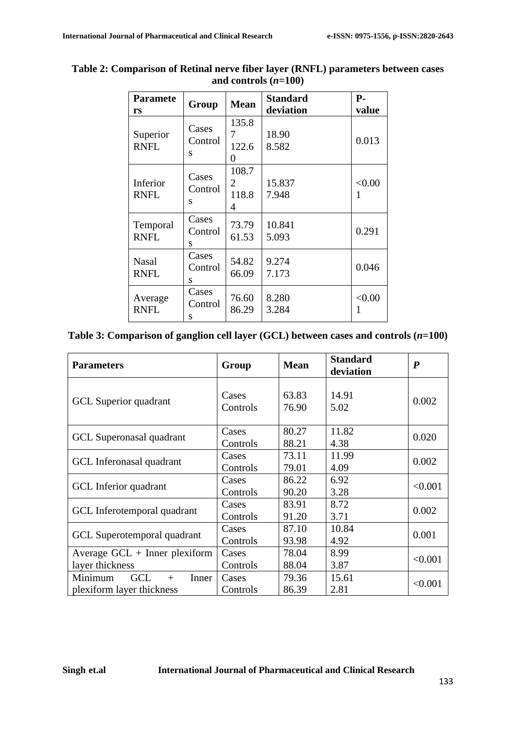**Table 2: Comparison of Retinal nerve fiber layer (RNFL) parameters between cases and controls (*n*=100)**

| Parameters | Group | Mean | Standard deviation | P-value |
|---|---|---|---|---|
| Superior RNFL | Cases<br>Controls | 135.87<br>122.60 | 18.90<br>8.582 | 0.013 |
| Inferior RNFL | Cases<br>Controls | 108.72<br>118.84 | 15.837<br>7.948 | <0.001 |
| Temporal RNFL | Cases<br>Controls | 73.79<br>61.53 | 10.841<br>5.093 | 0.291 |
| Nasal RNFL | Cases<br>Controls | 54.82<br>66.09 | 9.274<br>7.173 | 0.046 |
| Average RNFL | Cases<br>Controls | 76.60<br>86.29 | 8.280<br>3.284 | <0.001 |

**Table 3: Comparison of ganglion cell layer (GCL) between cases and controls (*n*=100)**

| Parameters | Group | Mean | Standard deviation | *P* |
|---|---|---|---|---|
| GCL Superior quadrant | Cases<br>Controls | 63.83<br>76.90 | 14.91<br>5.02 | 0.002 |
| GCL Superonasal quadrant | Cases<br>Controls | 80.27<br>88.21 | 11.82<br>4.38 | 0.020 |
| GCL Inferonasal quadrant | Cases<br>Controls | 73.11<br>79.01 | 11.99<br>4.09 | 0.002 |
| GCL Inferior quadrant | Cases<br>Controls | 86.22<br>90.20 | 6.92<br>3.28 | <0.001 |
| GCL Inferotemporal quadrant | Cases<br>Controls | 83.91<br>91.20 | 8.72<br>3.71 | 0.002 |
| GCL Superotemporal quadrant | Cases<br>Controls | 87.10<br>93.98 | 10.84<br>4.92 | 0.001 |
| Average GCL + Inner plexiform layer thickness | Cases<br>Controls | 78.04<br>88.04 | 8.99<br>3.87 | <0.001 |
| Minimum GCL + Inner plexiform layer thickness | Cases<br>Controls | 79.36<br>86.39 | 15.61<br>2.81 | <0.001 |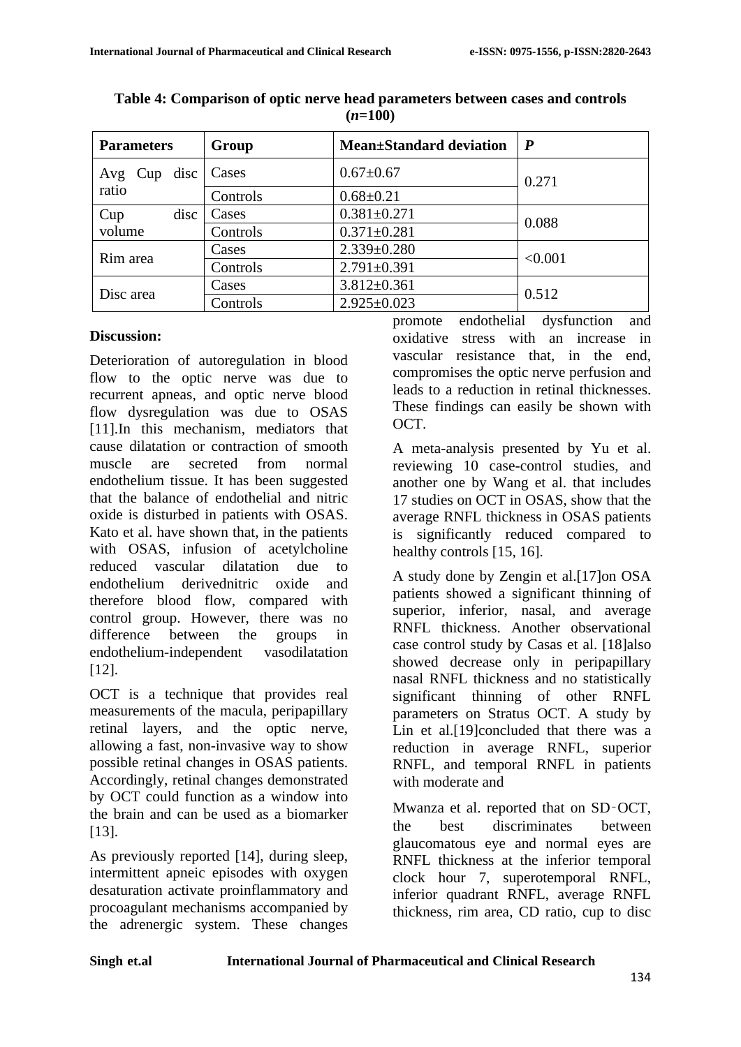**Table 4: Comparison of optic nerve head parameters between cases and controls (*n*=100)**

| Parameters | Group | Mean±Standard deviation | *P* |
|---|---|---|---|
| Avg Cup disc ratio | Cases | 0.67±0.67 | 0.271 |
| | Controls | 0.68±0.21 | |
| Cup disc volume | Cases | 0.381±0.271 | 0.088 |
| | Controls | 0.371±0.281 | |
| Rim area | Cases | 2.339±0.280 | <0.001 |
| | Controls | 2.791±0.391 | |
| Disc area | Cases | 3.812±0.361 | 0.512 |
| | Controls | 2.925±0.023 | |

## Discussion:

Deterioration of autoregulation in blood flow to the optic nerve was due to recurrent apneas, and optic nerve blood flow dysregulation was due to OSAS [11].In this mechanism, mediators that cause dilatation or contraction of smooth muscle are secreted from normal endothelium tissue. It has been suggested that the balance of endothelial and nitric oxide is disturbed in patients with OSAS. Kato et al. have shown that, in the patients with OSAS, infusion of acetylcholine reduced vascular dilatation due to endothelium derivednitric oxide and therefore blood flow, compared with control group. However, there was no difference between the groups in endothelium-independent vasodilatation [12].

OCT is a technique that provides real measurements of the macula, peripapillary retinal layers, and the optic nerve, allowing a fast, non-invasive way to show possible retinal changes in OSAS patients. Accordingly, retinal changes demonstrated by OCT could function as a window into the brain and can be used as a biomarker [13].

As previously reported [14], during sleep, intermittent apneic episodes with oxygen desaturation activate proinflammatory and procoagulant mechanisms accompanied by the adrenergic system. These changes promote endothelial dysfunction and oxidative stress with an increase in vascular resistance that, in the end, compromises the optic nerve perfusion and leads to a reduction in retinal thicknesses. These findings can easily be shown with OCT.

A meta-analysis presented by Yu et al. reviewing 10 case-control studies, and another one by Wang et al. that includes 17 studies on OCT in OSAS, show that the average RNFL thickness in OSAS patients is significantly reduced compared to healthy controls [15, 16].

A study done by Zengin et al.[17]on OSA patients showed a significant thinning of superior, inferior, nasal, and average RNFL thickness. Another observational case control study by Casas et al. [18]also showed decrease only in peripapillary nasal RNFL thickness and no statistically significant thinning of other RNFL parameters on Stratus OCT. A study by Lin et al.[19]concluded that there was a reduction in average RNFL, superior RNFL, and temporal RNFL in patients with moderate and

Mwanza et al. reported that on SD‑OCT, the best discriminates between glaucomatous eye and normal eyes are RNFL thickness at the inferior temporal clock hour 7, superotemporal RNFL, inferior quadrant RNFL, average RNFL thickness, rim area, CD ratio, cup to disc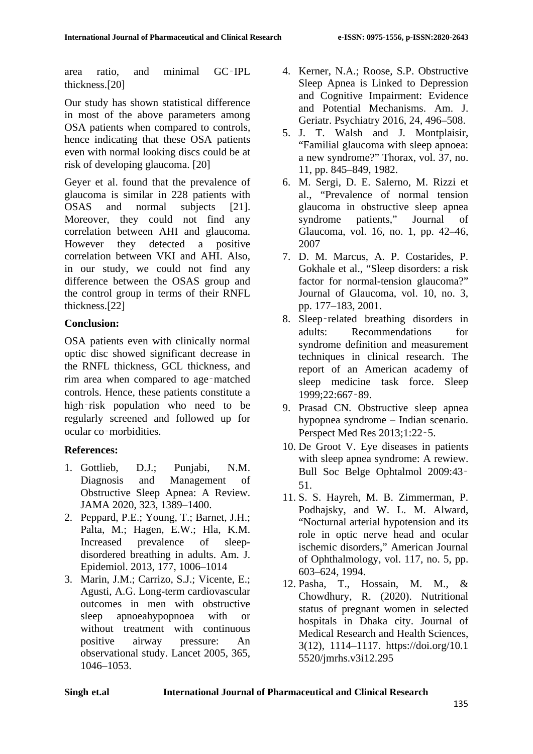area ratio, and minimal GC‑IPL thickness.[20]

Our study has shown statistical difference in most of the above parameters among OSA patients when compared to controls, hence indicating that these OSA patients even with normal looking discs could be at risk of developing glaucoma. [20]

Geyer et al. found that the prevalence of glaucoma is similar in 228 patients with OSAS and normal subjects [21]. Moreover, they could not find any correlation between AHI and glaucoma. However they detected a positive correlation between VKI and AHI. Also, in our study, we could not find any difference between the OSAS group and the control group in terms of their RNFL thickness.[22]

**Conclusion:**

OSA patients even with clinically normal optic disc showed significant decrease in the RNFL thickness, GCL thickness, and rim area when compared to age‑matched controls. Hence, these patients constitute a high‑risk population who need to be regularly screened and followed up for ocular co‑morbidities.

**References:**

1. Gottlieb, D.J.; Punjabi, N.M. Diagnosis and Management of Obstructive Sleep Apnea: A Review. JAMA 2020, 323, 1389–1400.
2. Peppard, P.E.; Young, T.; Barnet, J.H.; Palta, M.; Hagen, E.W.; Hla, K.M. Increased prevalence of sleep-disordered breathing in adults. Am. J. Epidemiol. 2013, 177, 1006–1014
3. Marin, J.M.; Carrizo, S.J.; Vicente, E.; Agusti, A.G. Long-term cardiovascular outcomes in men with obstructive sleep apnoeahypopnoea with or without treatment with continuous positive airway pressure: An observational study. Lancet 2005, 365, 1046–1053.
4. Kerner, N.A.; Roose, S.P. Obstructive Sleep Apnea is Linked to Depression and Cognitive Impairment: Evidence and Potential Mechanisms. Am. J. Geriatr. Psychiatry 2016, 24, 496–508.
5. J. T. Walsh and J. Montplaisir, "Familial glaucoma with sleep apnoea: a new syndrome?" Thorax, vol. 37, no. 11, pp. 845–849, 1982.
6. M. Sergi, D. E. Salerno, M. Rizzi et al., "Prevalence of normal tension glaucoma in obstructive sleep apnea syndrome patients," Journal of Glaucoma, vol. 16, no. 1, pp. 42–46, 2007
7. D. M. Marcus, A. P. Costarides, P. Gokhale et al., "Sleep disorders: a risk factor for normal-tension glaucoma?" Journal of Glaucoma, vol. 10, no. 3, pp. 177–183, 2001.
8. Sleep‑related breathing disorders in adults: Recommendations for syndrome definition and measurement techniques in clinical research. The report of an American academy of sleep medicine task force. Sleep 1999;22:667‑89.
9. Prasad CN. Obstructive sleep apnea hypopnea syndrome – Indian scenario. Perspect Med Res 2013;1:22‑5.
10. De Groot V. Eye diseases in patients with sleep apnea syndrome: A rewiew. Bull Soc Belge Ophtalmol 2009:43‑51.
11. S. S. Hayreh, M. B. Zimmerman, P. Podhajsky, and W. L. M. Alward, "Nocturnal arterial hypotension and its role in optic nerve head and ocular ischemic disorders," American Journal of Ophthalmology, vol. 117, no. 5, pp. 603–624, 1994.
12. Pasha, T., Hossain, M. M., & Chowdhury, R. (2020). Nutritional status of pregnant women in selected hospitals in Dhaka city. Journal of Medical Research and Health Sciences, 3(12), 1114–1117. https://doi.org/10.15520/jmrhs.v3i12.295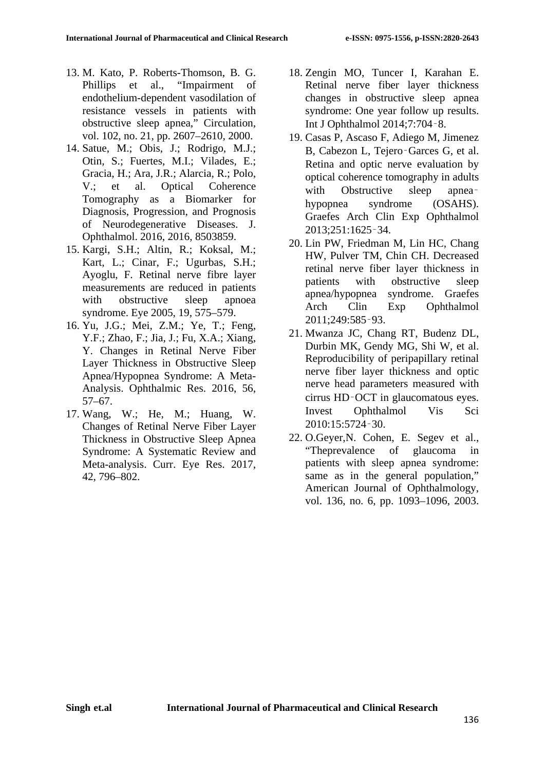13. M. Kato, P. Roberts-Thomson, B. G. Phillips et al., "Impairment of endothelium-dependent vasodilation of resistance vessels in patients with obstructive sleep apnea," Circulation, vol. 102, no. 21, pp. 2607–2610, 2000.
14. Satue, M.; Obis, J.; Rodrigo, M.J.; Otin, S.; Fuertes, M.I.; Vilades, E.; Gracia, H.; Ara, J.R.; Alarcia, R.; Polo, V.; et al. Optical Coherence Tomography as a Biomarker for Diagnosis, Progression, and Prognosis of Neurodegenerative Diseases. J. Ophthalmol. 2016, 2016, 8503859.
15. Kargi, S.H.; Altin, R.; Koksal, M.; Kart, L.; Cinar, F.; Ugurbas, S.H.; Ayoglu, F. Retinal nerve fibre layer measurements are reduced in patients with obstructive sleep apnoea syndrome. Eye 2005, 19, 575–579.
16. Yu, J.G.; Mei, Z.M.; Ye, T.; Feng, Y.F.; Zhao, F.; Jia, J.; Fu, X.A.; Xiang, Y. Changes in Retinal Nerve Fiber Layer Thickness in Obstructive Sleep Apnea/Hypopnea Syndrome: A Meta-Analysis. Ophthalmic Res. 2016, 56, 57–67.
17. Wang, W.; He, M.; Huang, W. Changes of Retinal Nerve Fiber Layer Thickness in Obstructive Sleep Apnea Syndrome: A Systematic Review and Meta-analysis. Curr. Eye Res. 2017, 42, 796–802.
18. Zengin MO, Tuncer I, Karahan E. Retinal nerve fiber layer thickness changes in obstructive sleep apnea syndrome: One year follow up results. Int J Ophthalmol 2014;7:704‑8.
19. Casas P, Ascaso F, Adiego M, Jimenez B, Cabezon L, Tejero‑Garces G, et al. Retina and optic nerve evaluation by optical coherence tomography in adults with Obstructive sleep apnea‑hypopnea syndrome (OSAHS). Graefes Arch Clin Exp Ophthalmol 2013;251:1625‑34.
20. Lin PW, Friedman M, Lin HC, Chang HW, Pulver TM, Chin CH. Decreased retinal nerve fiber layer thickness in patients with obstructive sleep apnea/hypopnea syndrome. Graefes Arch Clin Exp Ophthalmol 2011;249:585‑93.
21. Mwanza JC, Chang RT, Budenz DL, Durbin MK, Gendy MG, Shi W, et al. Reproducibility of peripapillary retinal nerve fiber layer thickness and optic nerve head parameters measured with cirrus HD‑OCT in glaucomatous eyes. Invest Ophthalmol Vis Sci 2010:15:5724‑30.
22. O.Geyer,N. Cohen, E. Segev et al., "Theprevalence of glaucoma in patients with sleep apnea syndrome: same as in the general population," American Journal of Ophthalmology, vol. 136, no. 6, pp. 1093–1096, 2003.